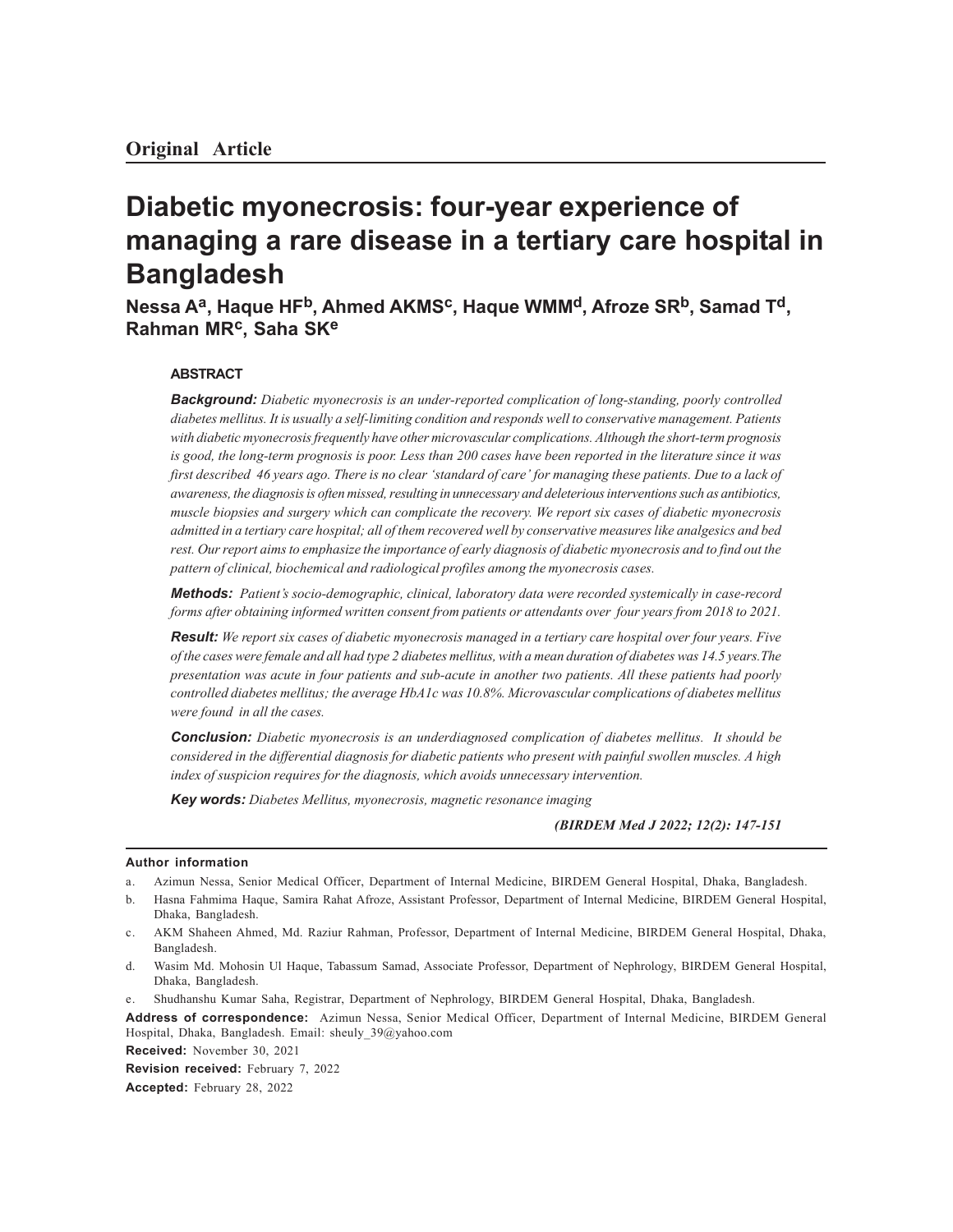**Original Article**

# Diabetic myonecrosis: four-year experience of managing a rare disease in a tertiary care hospital in Bangladesh

**Nessa A[a], Haque HF[b], Ahmed AKMS[c], Haque WMM[d], Afroze SR[b], Samad T[d], Rahman MR[c], Saha SK[e]**

## ABSTRACT

***Background:*** *Diabetic myonecrosis is an under-reported complication of long-standing, poorly controlled diabetes mellitus. It is usually a self-limiting condition and responds well to conservative management. Patients with diabetic myonecrosis frequently have other microvascular complications. Although the short-term prognosis is good, the long-term prognosis is poor. Less than 200 cases have been reported in the literature since it was first described 46 years ago. There is no clear 'standard of care' for managing these patients. Due to a lack of awareness, the diagnosis is often missed, resulting in unnecessary and deleterious interventions such as antibiotics, muscle biopsies and surgery which can complicate the recovery. We report six cases of diabetic myonecrosis admitted in a tertiary care hospital; all of them recovered well by conservative measures like analgesics and bed rest. Our report aims to emphasize the importance of early diagnosis of diabetic myonecrosis and to find out the pattern of clinical, biochemical and radiological profiles among the myonecrosis cases.*

***Methods:*** *Patient's socio-demographic, clinical, laboratory data were recorded systemically in case-record forms after obtaining informed written consent from patients or attendants over four years from 2018 to 2021.*

***Result:*** *We report six cases of diabetic myonecrosis managed in a tertiary care hospital over four years. Five of the cases were female and all had type 2 diabetes mellitus, with a mean duration of diabetes was 14.5 years.The presentation was acute in four patients and sub-acute in another two patients. All these patients had poorly controlled diabetes mellitus; the average HbA1c was 10.8%. Microvascular complications of diabetes mellitus were found in all the cases.*

***Conclusion:*** *Diabetic myonecrosis is an underdiagnosed complication of diabetes mellitus. It should be considered in the differential diagnosis for diabetic patients who present with painful swollen muscles. A high index of suspicion requires for the diagnosis, which avoids unnecessary intervention.*

***Key words:*** *Diabetes Mellitus, myonecrosis, magnetic resonance imaging*

***(BIRDEM Med J 2022; 12(2): 147-151***

**Author information**

a. Azimun Nessa, Senior Medical Officer, Department of Internal Medicine, BIRDEM General Hospital, Dhaka, Bangladesh.

b. Hasna Fahmima Haque, Samira Rahat Afroze, Assistant Professor, Department of Internal Medicine, BIRDEM General Hospital, Dhaka, Bangladesh.

c. AKM Shaheen Ahmed, Md. Raziur Rahman, Professor, Department of Internal Medicine, BIRDEM General Hospital, Dhaka, Bangladesh.

d. Wasim Md. Mohosin Ul Haque, Tabassum Samad, Associate Professor, Department of Nephrology, BIRDEM General Hospital, Dhaka, Bangladesh.

e. Shudhanshu Kumar Saha, Registrar, Department of Nephrology, BIRDEM General Hospital, Dhaka, Bangladesh.

**Address of correspondence:** Azimun Nessa, Senior Medical Officer, Department of Internal Medicine, BIRDEM General Hospital, Dhaka, Bangladesh. Email: sheuly_39@yahoo.com

**Received:** November 30, 2021

**Revision received:** February 7, 2022

**Accepted:** February 28, 2022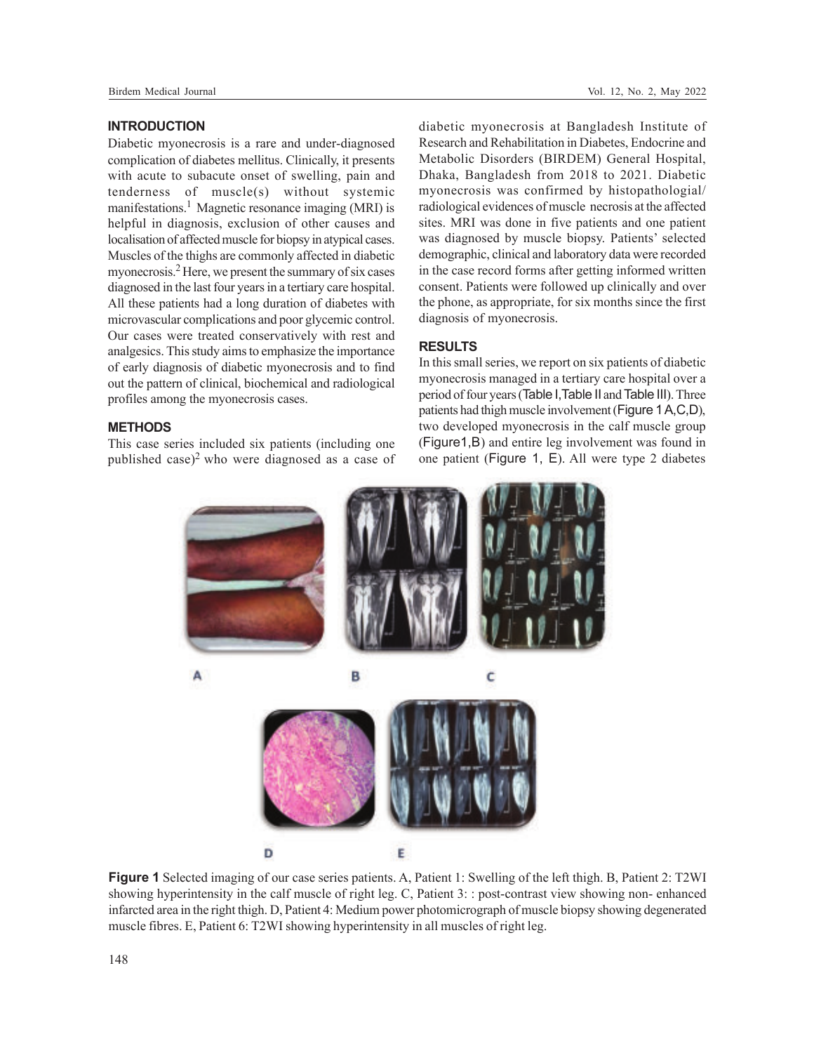## INTRODUCTION

Diabetic myonecrosis is a rare and under-diagnosed complication of diabetes mellitus. Clinically, it presents with acute to subacute onset of swelling, pain and tenderness of muscle(s) without systemic manifestations.[1] Magnetic resonance imaging (MRI) is helpful in diagnosis, exclusion of other causes and localisation of affected muscle for biopsy in atypical cases. Muscles of the thighs are commonly affected in diabetic myonecrosis.[2] Here, we present the summary of six cases diagnosed in the last four years in a tertiary care hospital. All these patients had a long duration of diabetes with microvascular complications and poor glycemic control. Our cases were treated conservatively with rest and analgesics. This study aims to emphasize the importance of early diagnosis of diabetic myonecrosis and to find out the pattern of clinical, biochemical and radiological profiles among the myonecrosis cases.

## METHODS

This case series included six patients (including one published case)[2] who were diagnosed as a case of diabetic myonecrosis at Bangladesh Institute of Research and Rehabilitation in Diabetes, Endocrine and Metabolic Disorders (BIRDEM) General Hospital, Dhaka, Bangladesh from 2018 to 2021. Diabetic myonecrosis was confirmed by histopathologial/ radiological evidences of muscle necrosis at the affected sites. MRI was done in five patients and one patient was diagnosed by muscle biopsy. Patients' selected demographic, clinical and laboratory data were recorded in the case record forms after getting informed written consent. Patients were followed up clinically and over the phone, as appropriate, for six months since the first diagnosis of myonecrosis.

## RESULTS

In this small series, we report on six patients of diabetic myonecrosis managed in a tertiary care hospital over a period of four years (Table I,Table II and Table III). Three patients had thigh muscle involvement (Figure 1 A,C,D), two developed myonecrosis in the calf muscle group (Figure1,B) and entire leg involvement was found in one patient (Figure 1, E). All were type 2 diabetes

**Figure 1** Selected imaging of our case series patients. A, Patient 1: Swelling of the left thigh. B, Patient 2: T2WI showing hyperintensity in the calf muscle of right leg. C, Patient 3: : post-contrast view showing non- enhanced infarcted area in the right thigh. D, Patient 4: Medium power photomicrograph of muscle biopsy showing degenerated muscle fibres. E, Patient 6: T2WI showing hyperintensity in all muscles of right leg.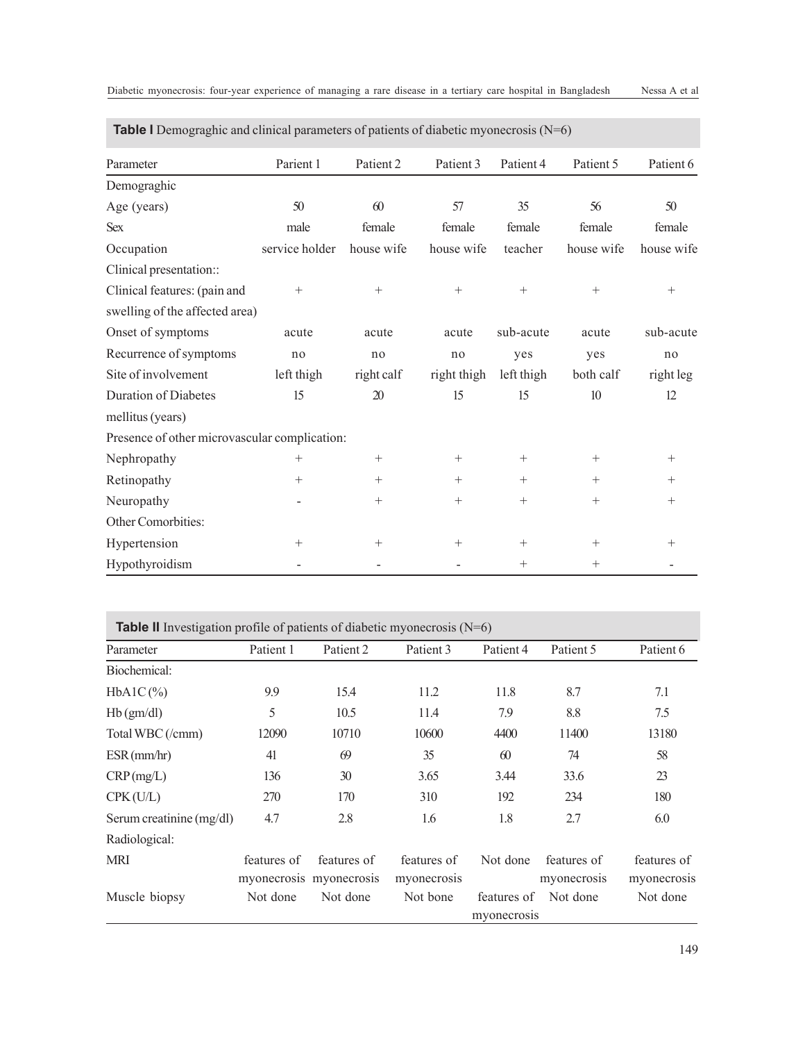**Table I** Demograghic and clinical parameters of patients of diabetic myonecrosis (N=6)

| Parameter | Parient 1 | Patient 2 | Patient 3 | Patient 4 | Patient 5 | Patient 6 |
|---|---|---|---|---|---|---|
| Demograghic | | | | | | |
| Age (years) | 50 | 60 | 57 | 35 | 56 | 50 |
| Sex | male | female | female | female | female | female |
| Occupation | service holder | house wife | house wife | teacher | house wife | house wife |
| Clinical presentation:: | | | | | | |
| Clinical features: (pain and swelling of the affected area) | + | + | + | + | + | + |
| Onset of symptoms | acute | acute | acute | sub-acute | acute | sub-acute |
| Recurrence of symptoms | no | no | no | yes | yes | no |
| Site of involvement | left thigh | right calf | right thigh | left thigh | both calf | right leg |
| Duration of Diabetes mellitus (years) | 15 | 20 | 15 | 15 | 10 | 12 |
| Presence of other microvascular complication: | | | | | | |
| Nephropathy | + | + | + | + | + | + |
| Retinopathy | + | + | + | + | + | + |
| Neuropathy | - | + | + | + | + | + |
| Other Comorbities: | | | | | | |
| Hypertension | + | + | + | + | + | + |
| Hypothyroidism | - | - | - | + | + | - |

**Table II** Investigation profile of patients of diabetic myonecrosis (N=6)

| Parameter | Patient 1 | Patient 2 | Patient 3 | Patient 4 | Patient 5 | Patient 6 |
|---|---|---|---|---|---|---|
| Biochemical: | | | | | | |
| HbA1C (%) | 9.9 | 15.4 | 11.2 | 11.8 | 8.7 | 7.1 |
| Hb (gm/dl) | 5 | 10.5 | 11.4 | 7.9 | 8.8 | 7.5 |
| Total WBC (/cmm) | 12090 | 10710 | 10600 | 4400 | 11400 | 13180 |
| ESR (mm/hr) | 41 | 69 | 35 | 60 | 74 | 58 |
| CRP (mg/L) | 136 | 30 | 3.65 | 3.44 | 33.6 | 23 |
| CPK (U/L) | 270 | 170 | 310 | 192 | 234 | 180 |
| Serum creatinine (mg/dl) | 4.7 | 2.8 | 1.6 | 1.8 | 2.7 | 6.0 |
| Radiological: | | | | | | |
| MRI | features of myonecrosis | features of myonecrosis | features of myonecrosis | Not done | features of myonecrosis | features of myonecrosis |
| Muscle biopsy | Not done | Not done | Not bone | features of myonecrosis | Not done | Not done |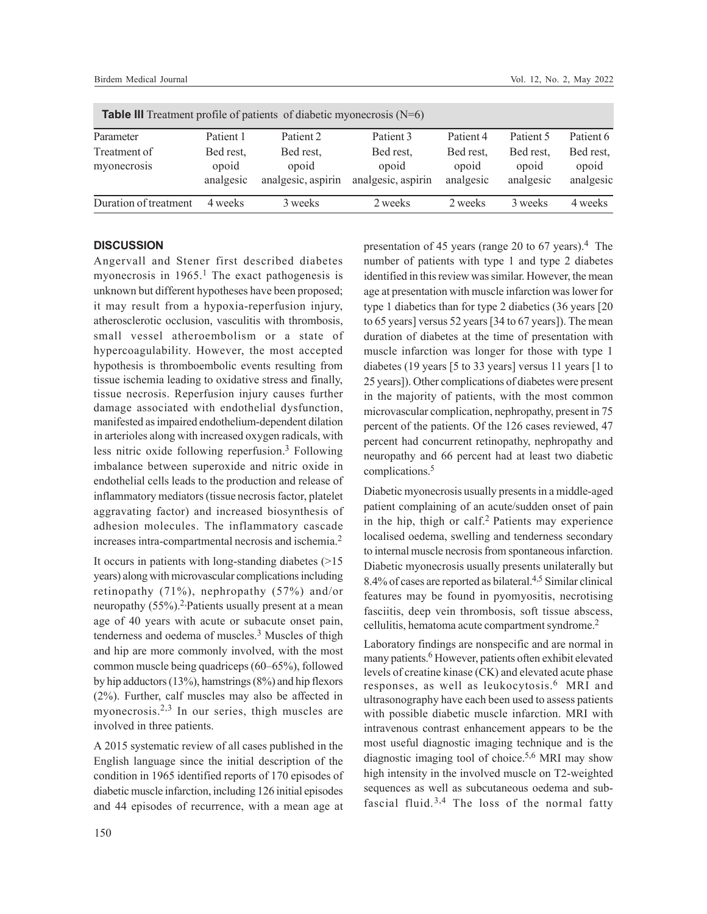**Table III** Treatment profile of patients of diabetic myonecrosis (N=6)

| Parameter | Patient 1 | Patient 2 | Patient 3 | Patient 4 | Patient 5 | Patient 6 |
|---|---|---|---|---|---|---|
| Treatment of myonecrosis | Bed rest, opoid analgesic | Bed rest, opoid analgesic, aspirin | Bed rest, opoid analgesic, aspirin | Bed rest, opoid analgesic | Bed rest, opoid analgesic | Bed rest, opoid analgesic |
| Duration of treatment | 4 weeks | 3 weeks | 2 weeks | 2 weeks | 3 weeks | 4 weeks |

## DISCUSSION

Angervall and Stener first described diabetes myonecrosis in 1965.[1] The exact pathogenesis is unknown but different hypotheses have been proposed; it may result from a hypoxia-reperfusion injury, atherosclerotic occlusion, vasculitis with thrombosis, small vessel atheroembolism or a state of hypercoagulability. However, the most accepted hypothesis is thromboembolic events resulting from tissue ischemia leading to oxidative stress and finally, tissue necrosis. Reperfusion injury causes further damage associated with endothelial dysfunction, manifested as impaired endothelium-dependent dilation in arterioles along with increased oxygen radicals, with less nitric oxide following reperfusion.[3] Following imbalance between superoxide and nitric oxide in endothelial cells leads to the production and release of inflammatory mediators (tissue necrosis factor, platelet aggravating factor) and increased biosynthesis of adhesion molecules. The inflammatory cascade increases intra-compartmental necrosis and ischemia.[2]

It occurs in patients with long-standing diabetes (>15 years) along with microvascular complications including retinopathy (71%), nephropathy (57%) and/or neuropathy (55%).[2,]Patients usually present at a mean age of 40 years with acute or subacute onset pain, tenderness and oedema of muscles.[3] Muscles of thigh and hip are more commonly involved, with the most common muscle being quadriceps (60–65%), followed by hip adductors (13%), hamstrings (8%) and hip flexors (2%). Further, calf muscles may also be affected in myonecrosis.[2,3] In our series, thigh muscles are involved in three patients.

A 2015 systematic review of all cases published in the English language since the initial description of the condition in 1965 identified reports of 170 episodes of diabetic muscle infarction, including 126 initial episodes and 44 episodes of recurrence, with a mean age at presentation of 45 years (range 20 to 67 years).[4] The number of patients with type 1 and type 2 diabetes identified in this review was similar. However, the mean age at presentation with muscle infarction was lower for type 1 diabetics than for type 2 diabetics (36 years [20 to 65 years] versus 52 years [34 to 67 years]). The mean duration of diabetes at the time of presentation with muscle infarction was longer for those with type 1 diabetes (19 years [5 to 33 years] versus 11 years [1 to 25 years]). Other complications of diabetes were present in the majority of patients, with the most common microvascular complication, nephropathy, present in 75 percent of the patients. Of the 126 cases reviewed, 47 percent had concurrent retinopathy, nephropathy and neuropathy and 66 percent had at least two diabetic complications.[5]

Diabetic myonecrosis usually presents in a middle-aged patient complaining of an acute/sudden onset of pain in the hip, thigh or calf.[2] Patients may experience localised oedema, swelling and tenderness secondary to internal muscle necrosis from spontaneous infarction. Diabetic myonecrosis usually presents unilaterally but 8.4% of cases are reported as bilateral.[4,5] Similar clinical features may be found in pyomyositis, necrotising fasciitis, deep vein thrombosis, soft tissue abscess, cellulitis, hematoma acute compartment syndrome.[2]

Laboratory findings are nonspecific and are normal in many patients.[6] However, patients often exhibit elevated levels of creatine kinase (CK) and elevated acute phase responses, as well as leukocytosis.[6] MRI and ultrasonography have each been used to assess patients with possible diabetic muscle infarction. MRI with intravenous contrast enhancement appears to be the most useful diagnostic imaging technique and is the diagnostic imaging tool of choice.[5,6] MRI may show high intensity in the involved muscle on T2-weighted sequences as well as subcutaneous oedema and sub-fascial fluid.[3,4] The loss of the normal fatty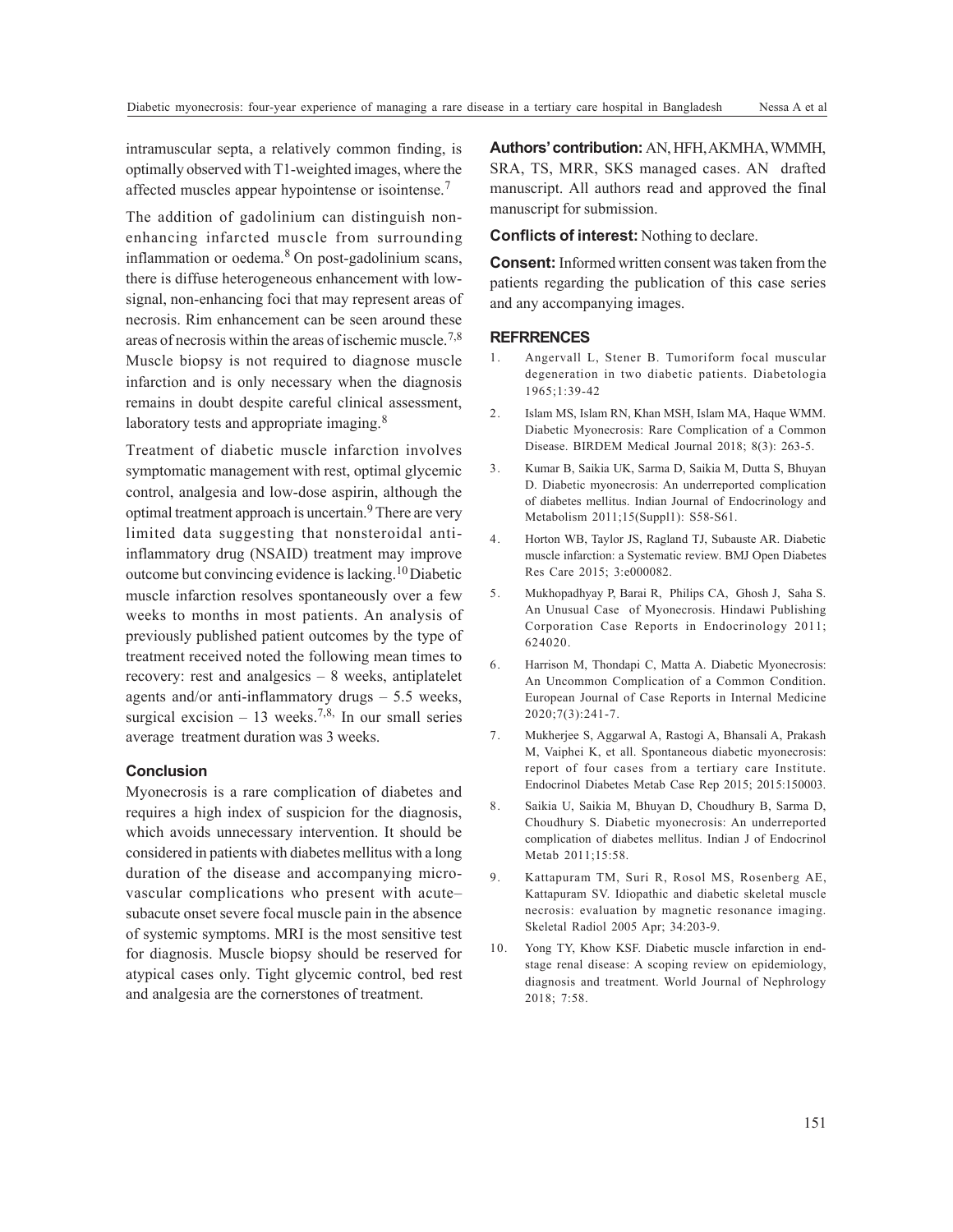intramuscular septa, a relatively common finding, is optimally observed with T1-weighted images, where the affected muscles appear hypointense or isointense.[7]

The addition of gadolinium can distinguish non-enhancing infarcted muscle from surrounding inflammation or oedema.[8] On post-gadolinium scans, there is diffuse heterogeneous enhancement with low-signal, non-enhancing foci that may represent areas of necrosis. Rim enhancement can be seen around these areas of necrosis within the areas of ischemic muscle.[7,8] Muscle biopsy is not required to diagnose muscle infarction and is only necessary when the diagnosis remains in doubt despite careful clinical assessment, laboratory tests and appropriate imaging.[8]

Treatment of diabetic muscle infarction involves symptomatic management with rest, optimal glycemic control, analgesia and low-dose aspirin, although the optimal treatment approach is uncertain.[9] There are very limited data suggesting that nonsteroidal anti-inflammatory drug (NSAID) treatment may improve outcome but convincing evidence is lacking.[10] Diabetic muscle infarction resolves spontaneously over a few weeks to months in most patients. An analysis of previously published patient outcomes by the type of treatment received noted the following mean times to recovery: rest and analgesics – 8 weeks, antiplatelet agents and/or anti-inflammatory drugs – 5.5 weeks, surgical excision – 13 weeks.[7,8,] In our small series average treatment duration was 3 weeks.

### Conclusion

Myonecrosis is a rare complication of diabetes and requires a high index of suspicion for the diagnosis, which avoids unnecessary intervention. It should be considered in patients with diabetes mellitus with a long duration of the disease and accompanying micro-vascular complications who present with acute–subacute onset severe focal muscle pain in the absence of systemic symptoms. MRI is the most sensitive test for diagnosis. Muscle biopsy should be reserved for atypical cases only. Tight glycemic control, bed rest and analgesia are the cornerstones of treatment.

**Authors' contribution:** AN, HFH, AKMHA, WMMH, SRA, TS, MRR, SKS managed cases. AN drafted manuscript. All authors read and approved the final manuscript for submission.

**Conflicts of interest:** Nothing to declare.

**Consent:** Informed written consent was taken from the patients regarding the publication of this case series and any accompanying images.

### REFRRENCES

1. Angervall L, Stener B. Tumoriform focal muscular degeneration in two diabetic patients. Diabetologia 1965;1:39-42
2. Islam MS, Islam RN, Khan MSH, Islam MA, Haque WMM. Diabetic Myonecrosis: Rare Complication of a Common Disease. BIRDEM Medical Journal 2018; 8(3): 263-5.
3. Kumar B, Saikia UK, Sarma D, Saikia M, Dutta S, Bhuyan D. Diabetic myonecrosis: An underreported complication of diabetes mellitus. Indian Journal of Endocrinology and Metabolism 2011;15(Suppl1): S58-S61.
4. Horton WB, Taylor JS, Ragland TJ, Subauste AR. Diabetic muscle infarction: a Systematic review. BMJ Open Diabetes Res Care 2015; 3:e000082.
5. Mukhopadhyay P, Barai R, Philips CA, Ghosh J, Saha S. An Unusual Case of Myonecrosis. Hindawi Publishing Corporation Case Reports in Endocrinology 2011; 624020.
6. Harrison M, Thondapi C, Matta A. Diabetic Myonecrosis: An Uncommon Complication of a Common Condition. European Journal of Case Reports in Internal Medicine 2020;7(3):241-7.
7. Mukherjee S, Aggarwal A, Rastogi A, Bhansali A, Prakash M, Vaiphei K, et all. Spontaneous diabetic myonecrosis: report of four cases from a tertiary care Institute. Endocrinol Diabetes Metab Case Rep 2015; 2015:150003.
8. Saikia U, Saikia M, Bhuyan D, Choudhury B, Sarma D, Choudhury S. Diabetic myonecrosis: An underreported complication of diabetes mellitus. Indian J of Endocrinol Metab 2011;15:58.
9. Kattapuram TM, Suri R, Rosol MS, Rosenberg AE, Kattapuram SV. Idiopathic and diabetic skeletal muscle necrosis: evaluation by magnetic resonance imaging. Skeletal Radiol 2005 Apr; 34:203-9.
10. Yong TY, Khow KSF. Diabetic muscle infarction in end-stage renal disease: A scoping review on epidemiology, diagnosis and treatment. World Journal of Nephrology 2018; 7:58.